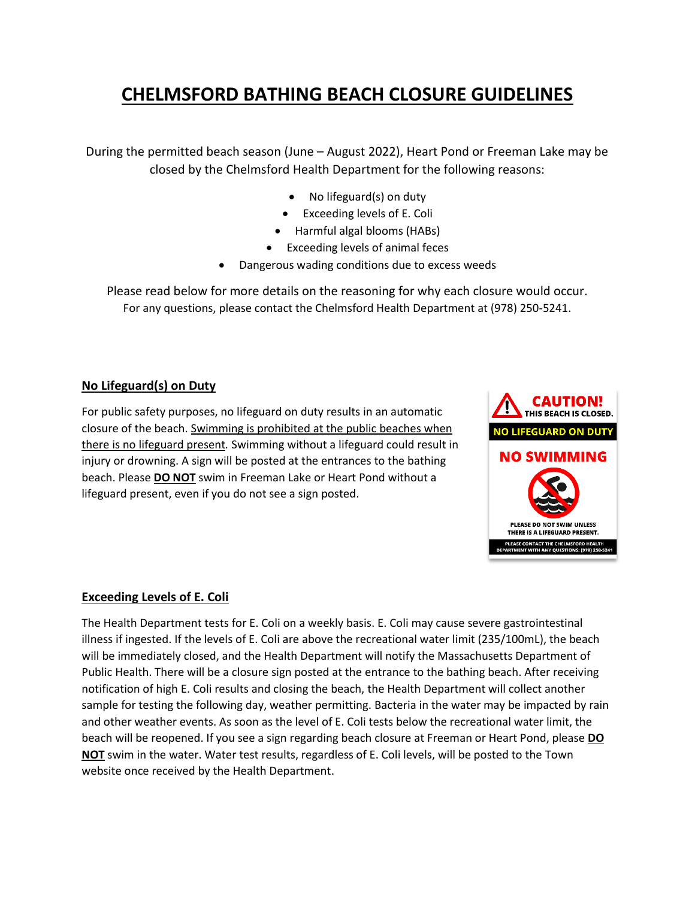# CHELMSFORD BATHING BEACH CLOSURE GUIDELINES

During the permitted beach season (June – August 2022), Heart Pond or Freeman Lake may be closed by the Chelmsford Health Department for the following reasons:

- No lifeguard(s) on duty
- Exceeding levels of E. Coli
- Harmful algal blooms (HABs)
- Exceeding levels of animal feces
- Dangerous wading conditions due to excess weeds

Please read below for more details on the reasoning for why each closure would occur.
For any questions, please contact the Chelmsford Health Department at (978) 250-5241.

## No Lifeguard(s) on Duty

For public safety purposes, no lifeguard on duty results in an automatic closure of the beach. Swimming is prohibited at the public beaches when there is no lifeguard present. Swimming without a lifeguard could result in injury or drowning. A sign will be posted at the entrances to the bathing beach. Please **DO NOT** swim in Freeman Lake or Heart Pond without a lifeguard present, even if you do not see a sign posted.

## Exceeding Levels of E. Coli

The Health Department tests for E. Coli on a weekly basis. E. Coli may cause severe gastrointestinal illness if ingested. If the levels of E. Coli are above the recreational water limit (235/100mL), the beach will be immediately closed, and the Health Department will notify the Massachusetts Department of Public Health. There will be a closure sign posted at the entrance to the bathing beach. After receiving notification of high E. Coli results and closing the beach, the Health Department will collect another sample for testing the following day, weather permitting. Bacteria in the water may be impacted by rain and other weather events. As soon as the level of E. Coli tests below the recreational water limit, the beach will be reopened. If you see a sign regarding beach closure at Freeman or Heart Pond, please **DO NOT** swim in the water. Water test results, regardless of E. Coli levels, will be posted to the Town website once received by the Health Department.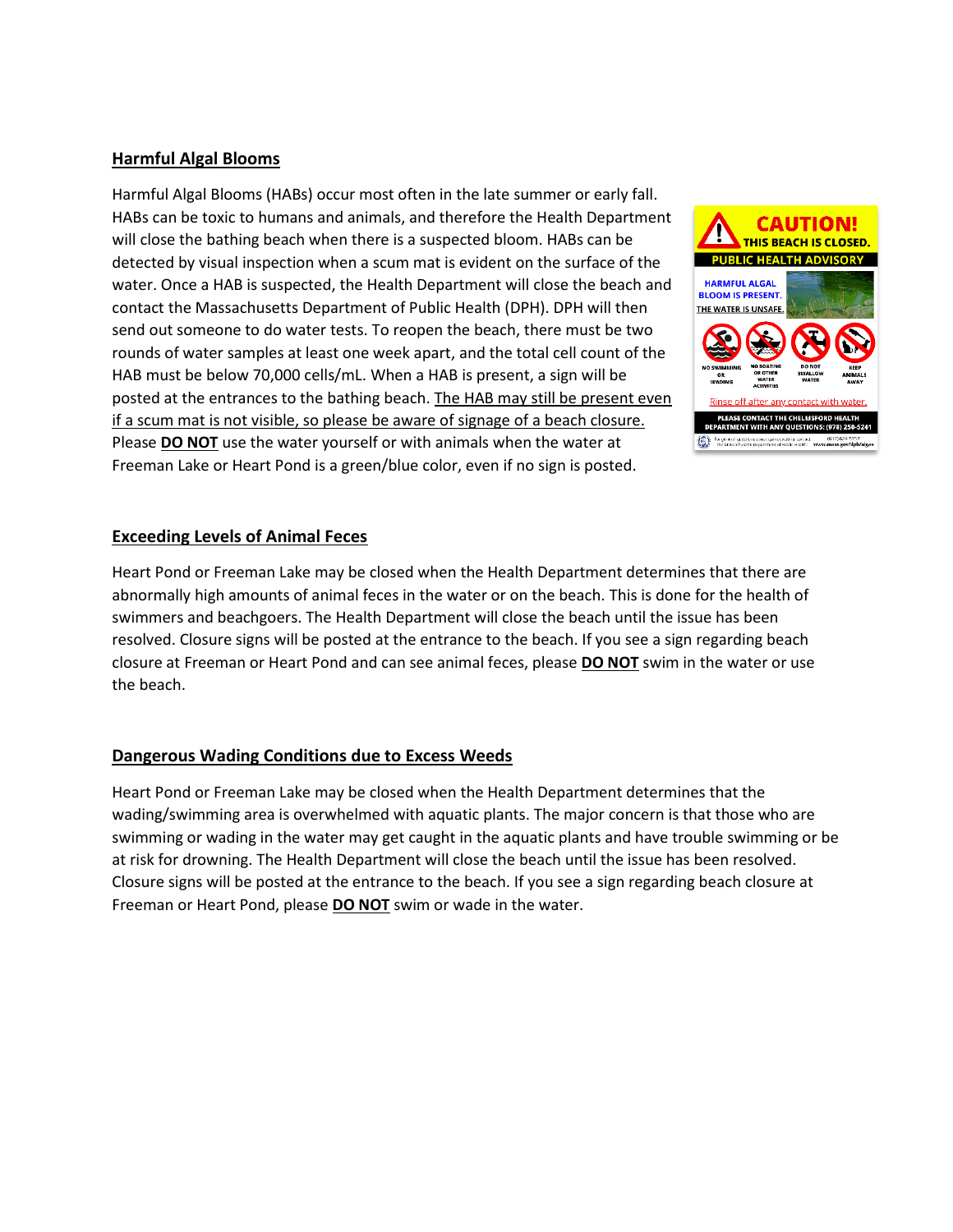## Harmful Algal Blooms

Harmful Algal Blooms (HABs) occur most often in the late summer or early fall. HABs can be toxic to humans and animals, and therefore the Health Department will close the bathing beach when there is a suspected bloom. HABs can be detected by visual inspection when a scum mat is evident on the surface of the water. Once a HAB is suspected, the Health Department will close the beach and contact the Massachusetts Department of Public Health (DPH). DPH will then send out someone to do water tests. To reopen the beach, there must be two rounds of water samples at least one week apart, and the total cell count of the HAB must be below 70,000 cells/mL. When a HAB is present, a sign will be posted at the entrances to the bathing beach. The HAB may still be present even if a scum mat is not visible, so please be aware of signage of a beach closure. Please **DO NOT** use the water yourself or with animals when the water at Freeman Lake or Heart Pond is a green/blue color, even if no sign is posted.

## Exceeding Levels of Animal Feces

Heart Pond or Freeman Lake may be closed when the Health Department determines that there are abnormally high amounts of animal feces in the water or on the beach. This is done for the health of swimmers and beachgoers. The Health Department will close the beach until the issue has been resolved. Closure signs will be posted at the entrance to the beach. If you see a sign regarding beach closure at Freeman or Heart Pond and can see animal feces, please **DO NOT** swim in the water or use the beach.

## Dangerous Wading Conditions due to Excess Weeds

Heart Pond or Freeman Lake may be closed when the Health Department determines that the wading/swimming area is overwhelmed with aquatic plants. The major concern is that those who are swimming or wading in the water may get caught in the aquatic plants and have trouble swimming or be at risk for drowning. The Health Department will close the beach until the issue has been resolved. Closure signs will be posted at the entrance to the beach. If you see a sign regarding beach closure at Freeman or Heart Pond, please **DO NOT** swim or wade in the water.